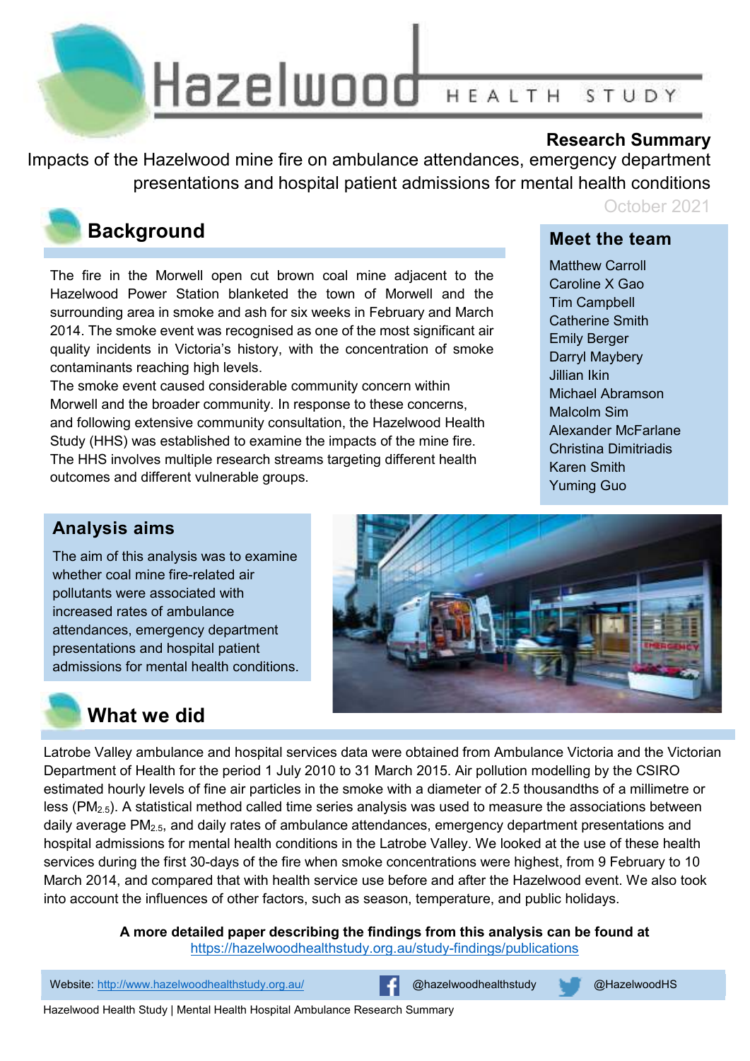# Hazelwood HEALTH STUDY

**Research Summary**

Impacts of the Hazelwood mine fire on ambulance attendances, emergency department presentations and hospital patient admissions for mental health conditions

October 2021

## Background

The fire in the Morwell open cut brown coal mine adjacent to the Hazelwood Power Station blanketed the town of Morwell and the surrounding area in smoke and ash for six weeks in February and March 2014. The smoke event was recognised as one of the most significant air quality incidents in Victoria's history, with the concentration of smoke contaminants reaching high levels.

The smoke event caused considerable community concern within Morwell and the broader community. In response to these concerns, and following extensive community consultation, the Hazelwood Health Study (HHS) was established to examine the impacts of the mine fire. The HHS involves multiple research streams targeting different health outcomes and different vulnerable groups.

## Meet the team

Matthew Carroll
Caroline X Gao
Tim Campbell
Catherine Smith
Emily Berger
Darryl Maybery
Jillian Ikin
Michael Abramson
Malcolm Sim
Alexander McFarlane
Christina Dimitriadis
Karen Smith
Yuming Guo

## Analysis aims

The aim of this analysis was to examine whether coal mine fire-related air pollutants were associated with increased rates of ambulance attendances, emergency department presentations and hospital patient admissions for mental health conditions.

## What we did

Latrobe Valley ambulance and hospital services data were obtained from Ambulance Victoria and the Victorian Department of Health for the period 1 July 2010 to 31 March 2015. Air pollution modelling by the CSIRO estimated hourly levels of fine air particles in the smoke with a diameter of 2.5 thousandths of a millimetre or less ($PM_{2.5}$). A statistical method called time series analysis was used to measure the associations between daily average $PM_{2.5}$, and daily rates of ambulance attendances, emergency department presentations and hospital admissions for mental health conditions in the Latrobe Valley. We looked at the use of these health services during the first 30-days of the fire when smoke concentrations were highest, from 9 February to 10 March 2014, and compared that with health service use before and after the Hazelwood event. We also took into account the influences of other factors, such as season, temperature, and public holidays.

**A more detailed paper describing the findings from this analysis can be found at**
https://hazelwoodhealthstudy.org.au/study-findings/publications

Website: http://www.hazelwoodhealthstudy.org.au/ | @hazelwoodhealthstudy | @HazelwoodHS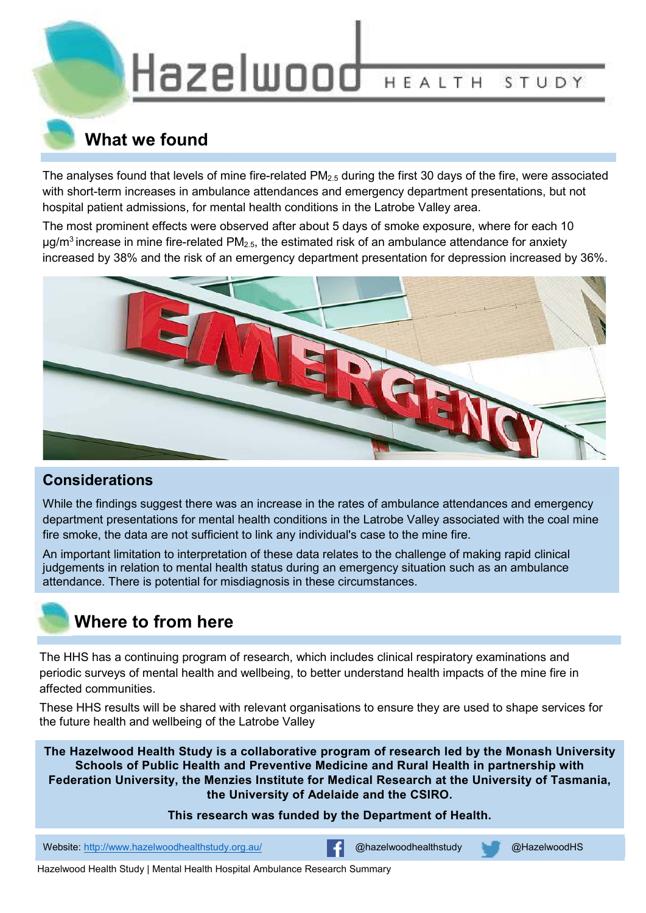## What we found

The analyses found that levels of mine fire-related $PM_{2.5}$ during the first 30 days of the fire, were associated with short-term increases in ambulance attendances and emergency department presentations, but not hospital patient admissions, for mental health conditions in the Latrobe Valley area.

The most prominent effects were observed after about 5 days of smoke exposure, where for each 10 µg/m$^3$ increase in mine fire-related $PM_{2.5}$, the estimated risk of an ambulance attendance for anxiety increased by 38% and the risk of an emergency department presentation for depression increased by 36%.

## Considerations

While the findings suggest there was an increase in the rates of ambulance attendances and emergency department presentations for mental health conditions in the Latrobe Valley associated with the coal mine fire smoke, the data are not sufficient to link any individual's case to the mine fire.

An important limitation to interpretation of these data relates to the challenge of making rapid clinical judgements in relation to mental health status during an emergency situation such as an ambulance attendance. There is potential for misdiagnosis in these circumstances.

## Where to from here

The HHS has a continuing program of research, which includes clinical respiratory examinations and periodic surveys of mental health and wellbeing, to better understand health impacts of the mine fire in affected communities.

These HHS results will be shared with relevant organisations to ensure they are used to shape services for the future health and wellbeing of the Latrobe Valley

**The Hazelwood Health Study is a collaborative program of research led by the Monash University Schools of Public Health and Preventive Medicine and Rural Health in partnership with Federation University, the Menzies Institute for Medical Research at the University of Tasmania, the University of Adelaide and the CSIRO.**

**This research was funded by the Department of Health.**

Website: http://www.hazelwoodhealthstudy.org.au/ @hazelwoodhealthstudy @HazelwoodHS